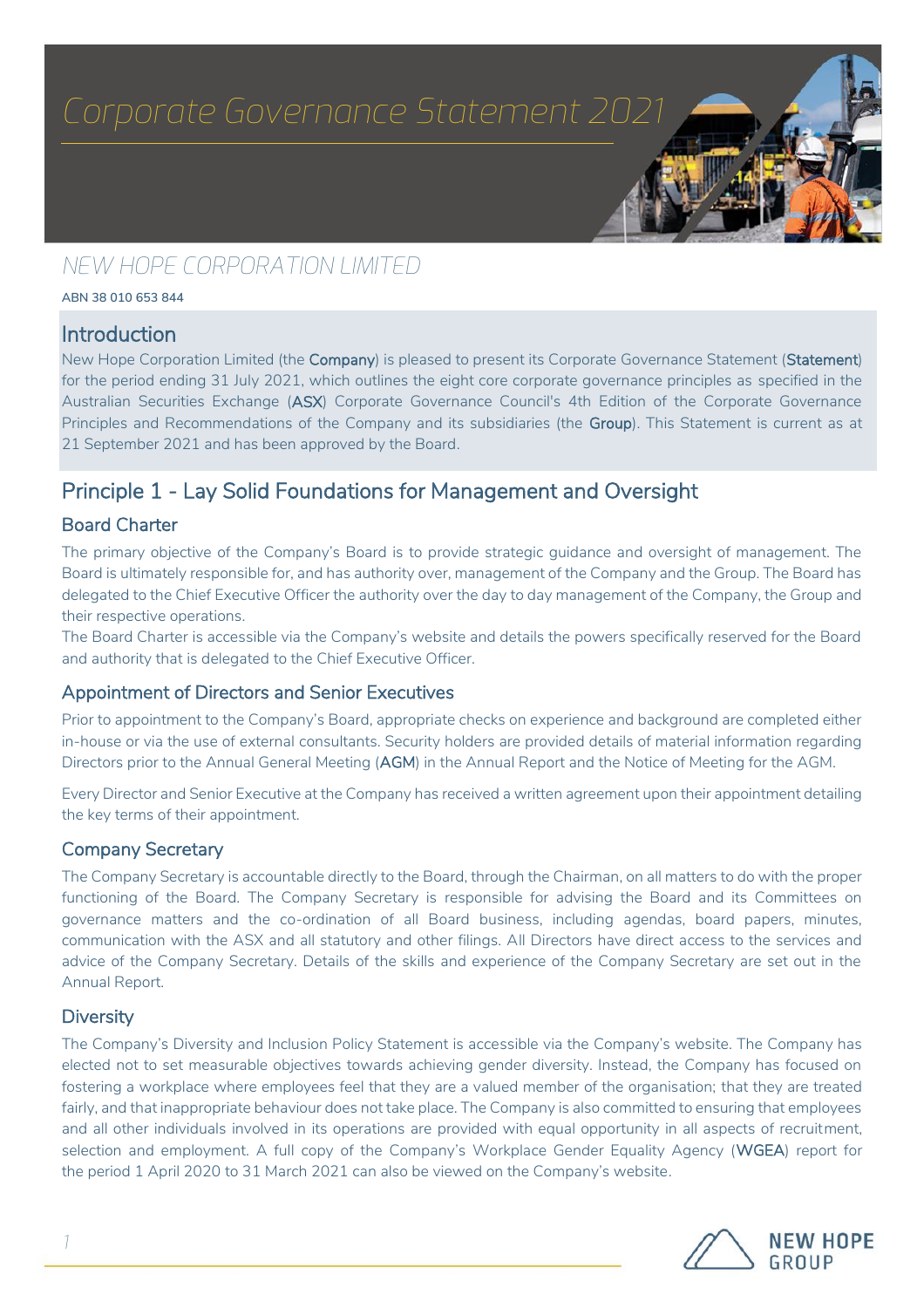# Corporate Governance Statement 2021

## NEW HOPE CORPORATION LIMITED

ABN 38 010 653 844

## Introduction

New Hope Corporation Limited (the **Company**) is pleased to present its Corporate Governance Statement (**Statement**) for the period ending 31 July 2021, which outlines the eight core corporate governance principles as specified in the Australian Securities Exchange (**ASX**) Corporate Governance Council's 4th Edition of the Corporate Governance Principles and Recommendations of the Company and its subsidiaries (the **Group**). This Statement is current as at 21 September 2021 and has been approved by the Board.

## Principle 1 - Lay Solid Foundations for Management and Oversight

### Board Charter

The primary objective of the Company's Board is to provide strategic guidance and oversight of management. The Board is ultimately responsible for, and has authority over, management of the Company and the Group. The Board has delegated to the Chief Executive Officer the authority over the day to day management of the Company, the Group and their respective operations.

The Board Charter is accessible via the Company's website and details the powers specifically reserved for the Board and authority that is delegated to the Chief Executive Officer.

### Appointment of Directors and Senior Executives

Prior to appointment to the Company's Board, appropriate checks on experience and background are completed either in-house or via the use of external consultants. Security holders are provided details of material information regarding Directors prior to the Annual General Meeting (**AGM**) in the Annual Report and the Notice of Meeting for the AGM.

Every Director and Senior Executive at the Company has received a written agreement upon their appointment detailing the key terms of their appointment.

### Company Secretary

The Company Secretary is accountable directly to the Board, through the Chairman, on all matters to do with the proper functioning of the Board. The Company Secretary is responsible for advising the Board and its Committees on governance matters and the co-ordination of all Board business, including agendas, board papers, minutes, communication with the ASX and all statutory and other filings. All Directors have direct access to the services and advice of the Company Secretary. Details of the skills and experience of the Company Secretary are set out in the Annual Report.

### Diversity

The Company's Diversity and Inclusion Policy Statement is accessible via the Company's website. The Company has elected not to set measurable objectives towards achieving gender diversity. Instead, the Company has focused on fostering a workplace where employees feel that they are a valued member of the organisation; that they are treated fairly, and that inappropriate behaviour does not take place. The Company is also committed to ensuring that employees and all other individuals involved in its operations are provided with equal opportunity in all aspects of recruitment, selection and employment. A full copy of the Company's Workplace Gender Equality Agency (**WGEA**) report for the period 1 April 2020 to 31 March 2021 can also be viewed on the Company's website.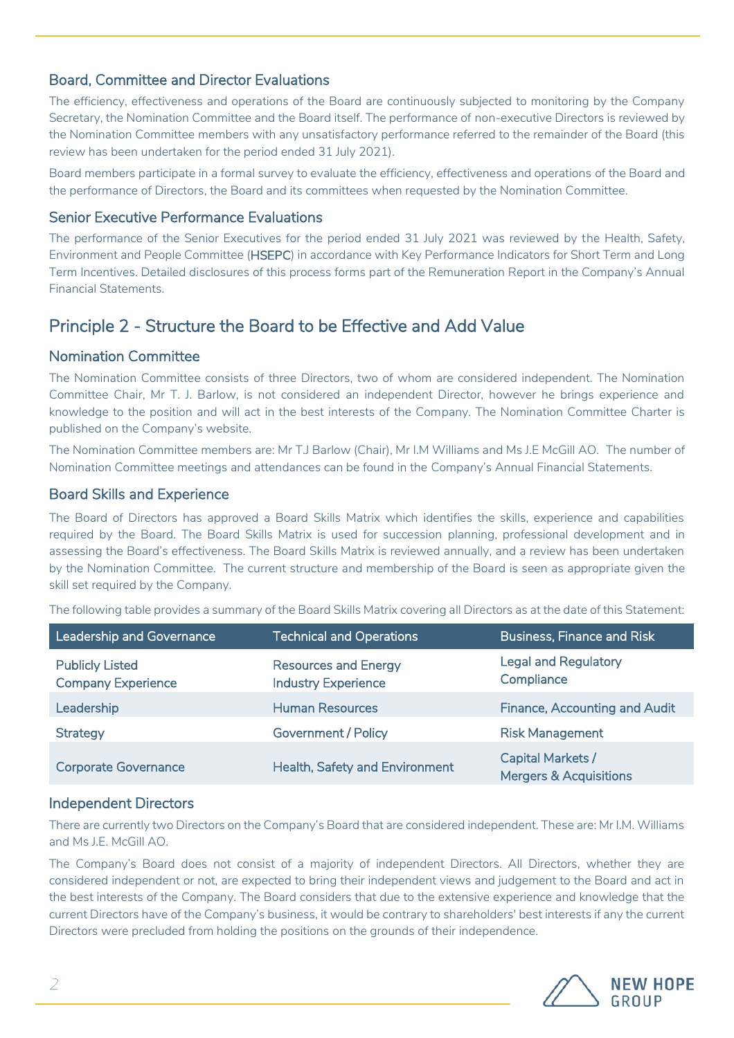### Board, Committee and Director Evaluations

The efficiency, effectiveness and operations of the Board are continuously subjected to monitoring by the Company Secretary, the Nomination Committee and the Board itself. The performance of non-executive Directors is reviewed by the Nomination Committee members with any unsatisfactory performance referred to the remainder of the Board (this review has been undertaken for the period ended 31 July 2021).

Board members participate in a formal survey to evaluate the efficiency, effectiveness and operations of the Board and the performance of Directors, the Board and its committees when requested by the Nomination Committee.

### Senior Executive Performance Evaluations

The performance of the Senior Executives for the period ended 31 July 2021 was reviewed by the Health, Safety, Environment and People Committee (**HSEPC**) in accordance with Key Performance Indicators for Short Term and Long Term Incentives. Detailed disclosures of this process forms part of the Remuneration Report in the Company's Annual Financial Statements.

## Principle 2 - Structure the Board to be Effective and Add Value

### Nomination Committee

The Nomination Committee consists of three Directors, two of whom are considered independent. The Nomination Committee Chair, Mr T. J. Barlow, is not considered an independent Director, however he brings experience and knowledge to the position and will act in the best interests of the Company. The Nomination Committee Charter is published on the Company's website.

The Nomination Committee members are: Mr TJ Barlow (Chair), Mr I.M Williams and Ms J.E McGill AO. The number of Nomination Committee meetings and attendances can be found in the Company's Annual Financial Statements.

### Board Skills and Experience

The Board of Directors has approved a Board Skills Matrix which identifies the skills, experience and capabilities required by the Board. The Board Skills Matrix is used for succession planning, professional development and in assessing the Board's effectiveness. The Board Skills Matrix is reviewed annually, and a review has been undertaken by the Nomination Committee. The current structure and membership of the Board is seen as appropriate given the skill set required by the Company.

The following table provides a summary of the Board Skills Matrix covering all Directors as at the date of this Statement:

| Leadership and Governance | Technical and Operations | Business, Finance and Risk |
|---|---|---|
| Publicly Listed Company Experience | Resources and Energy Industry Experience | Legal and Regulatory Compliance |
| Leadership | Human Resources | Finance, Accounting and Audit |
| Strategy | Government / Policy | Risk Management |
| Corporate Governance | Health, Safety and Environment | Capital Markets / Mergers & Acquisitions |

### Independent Directors

There are currently two Directors on the Company's Board that are considered independent. These are: Mr I.M. Williams and Ms J.E. McGill AO.

The Company's Board does not consist of a majority of independent Directors. All Directors, whether they are considered independent or not, are expected to bring their independent views and judgement to the Board and act in the best interests of the Company. The Board considers that due to the extensive experience and knowledge that the current Directors have of the Company's business, it would be contrary to shareholders' best interests if any the current Directors were precluded from holding the positions on the grounds of their independence.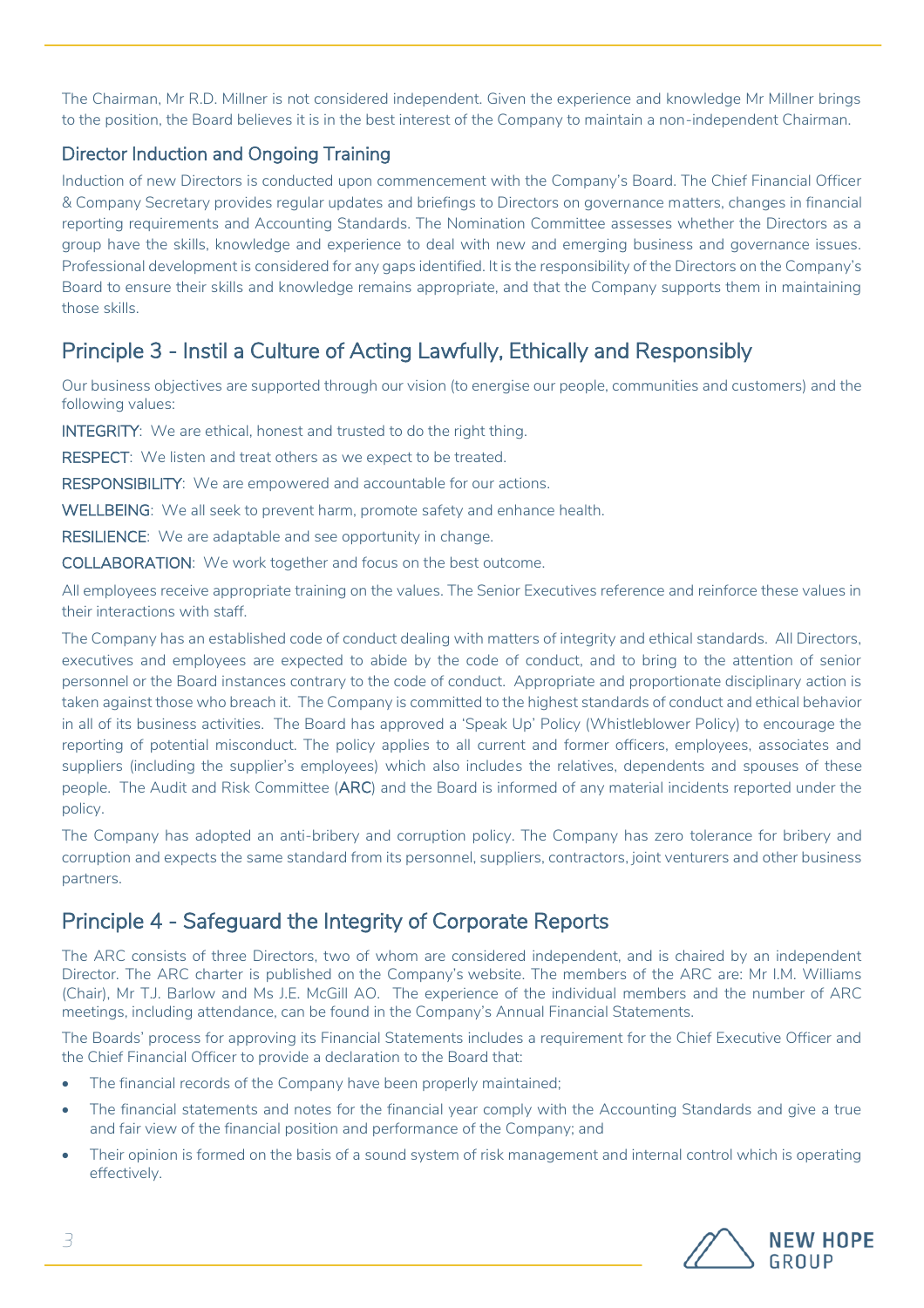The Chairman, Mr R.D. Millner is not considered independent. Given the experience and knowledge Mr Millner brings to the position, the Board believes it is in the best interest of the Company to maintain a non-independent Chairman.

### Director Induction and Ongoing Training

Induction of new Directors is conducted upon commencement with the Company's Board. The Chief Financial Officer & Company Secretary provides regular updates and briefings to Directors on governance matters, changes in financial reporting requirements and Accounting Standards. The Nomination Committee assesses whether the Directors as a group have the skills, knowledge and experience to deal with new and emerging business and governance issues. Professional development is considered for any gaps identified. It is the responsibility of the Directors on the Company's Board to ensure their skills and knowledge remains appropriate, and that the Company supports them in maintaining those skills.

## Principle 3 - Instil a Culture of Acting Lawfully, Ethically and Responsibly

Our business objectives are supported through our vision (to energise our people, communities and customers) and the following values:

INTEGRITY: We are ethical, honest and trusted to do the right thing.

RESPECT: We listen and treat others as we expect to be treated.

RESPONSIBILITY: We are empowered and accountable for our actions.

WELLBEING: We all seek to prevent harm, promote safety and enhance health.

RESILIENCE: We are adaptable and see opportunity in change.

COLLABORATION: We work together and focus on the best outcome.

All employees receive appropriate training on the values. The Senior Executives reference and reinforce these values in their interactions with staff.

The Company has an established code of conduct dealing with matters of integrity and ethical standards. All Directors, executives and employees are expected to abide by the code of conduct, and to bring to the attention of senior personnel or the Board instances contrary to the code of conduct. Appropriate and proportionate disciplinary action is taken against those who breach it. The Company is committed to the highest standards of conduct and ethical behavior in all of its business activities. The Board has approved a 'Speak Up' Policy (Whistleblower Policy) to encourage the reporting of potential misconduct. The policy applies to all current and former officers, employees, associates and suppliers (including the supplier's employees) which also includes the relatives, dependents and spouses of these people. The Audit and Risk Committee (**ARC**) and the Board is informed of any material incidents reported under the policy.

The Company has adopted an anti-bribery and corruption policy. The Company has zero tolerance for bribery and corruption and expects the same standard from its personnel, suppliers, contractors, joint venturers and other business partners.

## Principle 4 - Safeguard the Integrity of Corporate Reports

The ARC consists of three Directors, two of whom are considered independent, and is chaired by an independent Director. The ARC charter is published on the Company's website. The members of the ARC are: Mr I.M. Williams (Chair), Mr T.J. Barlow and Ms J.E. McGill AO. The experience of the individual members and the number of ARC meetings, including attendance, can be found in the Company's Annual Financial Statements.

The Boards' process for approving its Financial Statements includes a requirement for the Chief Executive Officer and the Chief Financial Officer to provide a declaration to the Board that:

- The financial records of the Company have been properly maintained;
- The financial statements and notes for the financial year comply with the Accounting Standards and give a true and fair view of the financial position and performance of the Company; and
- Their opinion is formed on the basis of a sound system of risk management and internal control which is operating effectively.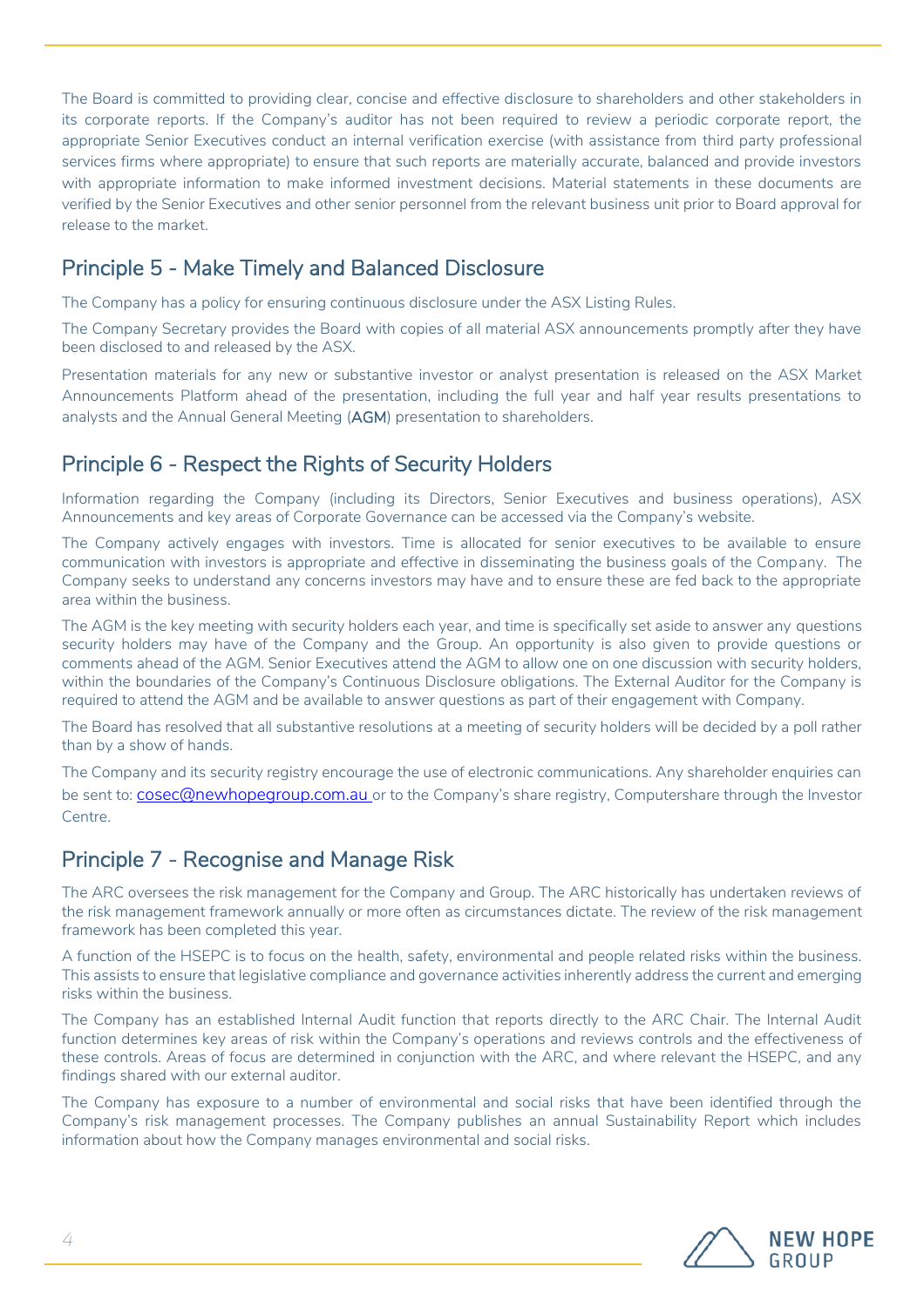The Board is committed to providing clear, concise and effective disclosure to shareholders and other stakeholders in its corporate reports. If the Company's auditor has not been required to review a periodic corporate report, the appropriate Senior Executives conduct an internal verification exercise (with assistance from third party professional services firms where appropriate) to ensure that such reports are materially accurate, balanced and provide investors with appropriate information to make informed investment decisions. Material statements in these documents are verified by the Senior Executives and other senior personnel from the relevant business unit prior to Board approval for release to the market.

## Principle 5 - Make Timely and Balanced Disclosure

The Company has a policy for ensuring continuous disclosure under the ASX Listing Rules.

The Company Secretary provides the Board with copies of all material ASX announcements promptly after they have been disclosed to and released by the ASX.

Presentation materials for any new or substantive investor or analyst presentation is released on the ASX Market Announcements Platform ahead of the presentation, including the full year and half year results presentations to analysts and the Annual General Meeting (**AGM**) presentation to shareholders.

## Principle 6 - Respect the Rights of Security Holders

Information regarding the Company (including its Directors, Senior Executives and business operations), ASX Announcements and key areas of Corporate Governance can be accessed via the Company's website.

The Company actively engages with investors. Time is allocated for senior executives to be available to ensure communication with investors is appropriate and effective in disseminating the business goals of the Company. The Company seeks to understand any concerns investors may have and to ensure these are fed back to the appropriate area within the business.

The AGM is the key meeting with security holders each year, and time is specifically set aside to answer any questions security holders may have of the Company and the Group. An opportunity is also given to provide questions or comments ahead of the AGM. Senior Executives attend the AGM to allow one on one discussion with security holders, within the boundaries of the Company's Continuous Disclosure obligations. The External Auditor for the Company is required to attend the AGM and be available to answer questions as part of their engagement with Company.

The Board has resolved that all substantive resolutions at a meeting of security holders will be decided by a poll rather than by a show of hands.

The Company and its security registry encourage the use of electronic communications. Any shareholder enquiries can be sent to: cosec@newhopegroup.com.au or to the Company's share registry, Computershare through the Investor Centre.

## Principle 7 - Recognise and Manage Risk

The ARC oversees the risk management for the Company and Group. The ARC historically has undertaken reviews of the risk management framework annually or more often as circumstances dictate. The review of the risk management framework has been completed this year.

A function of the HSEPC is to focus on the health, safety, environmental and people related risks within the business. This assists to ensure that legislative compliance and governance activities inherently address the current and emerging risks within the business.

The Company has an established Internal Audit function that reports directly to the ARC Chair. The Internal Audit function determines key areas of risk within the Company's operations and reviews controls and the effectiveness of these controls. Areas of focus are determined in conjunction with the ARC, and where relevant the HSEPC, and any findings shared with our external auditor.

The Company has exposure to a number of environmental and social risks that have been identified through the Company's risk management processes. The Company publishes an annual Sustainability Report which includes information about how the Company manages environmental and social risks.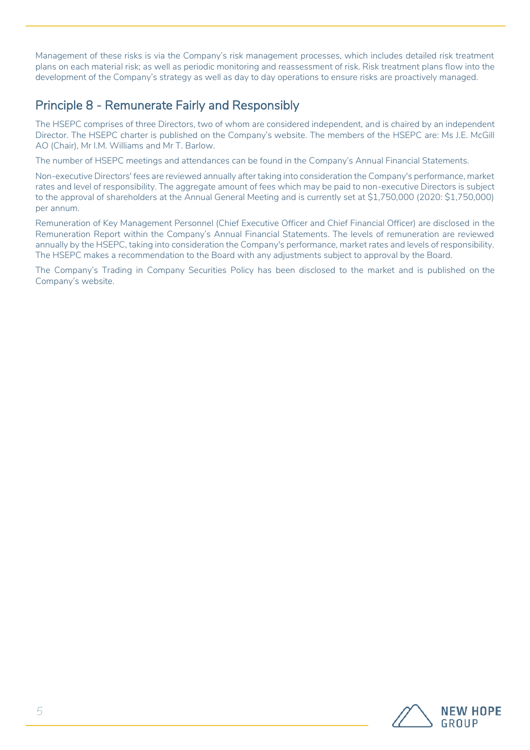Management of these risks is via the Company's risk management processes, which includes detailed risk treatment plans on each material risk; as well as periodic monitoring and reassessment of risk. Risk treatment plans flow into the development of the Company's strategy as well as day to day operations to ensure risks are proactively managed.

## Principle 8 - Remunerate Fairly and Responsibly

The HSEPC comprises of three Directors, two of whom are considered independent, and is chaired by an independent Director. The HSEPC charter is published on the Company's website. The members of the HSEPC are: Ms J.E. McGill AO (Chair), Mr I.M. Williams and Mr T. Barlow.

The number of HSEPC meetings and attendances can be found in the Company's Annual Financial Statements.

Non-executive Directors' fees are reviewed annually after taking into consideration the Company's performance, market rates and level of responsibility. The aggregate amount of fees which may be paid to non-executive Directors is subject to the approval of shareholders at the Annual General Meeting and is currently set at $1,750,000 (2020: $1,750,000) per annum.

Remuneration of Key Management Personnel (Chief Executive Officer and Chief Financial Officer) are disclosed in the Remuneration Report within the Company's Annual Financial Statements. The levels of remuneration are reviewed annually by the HSEPC, taking into consideration the Company's performance, market rates and levels of responsibility. The HSEPC makes a recommendation to the Board with any adjustments subject to approval by the Board.

The Company's Trading in Company Securities Policy has been disclosed to the market and is published on the Company's website.